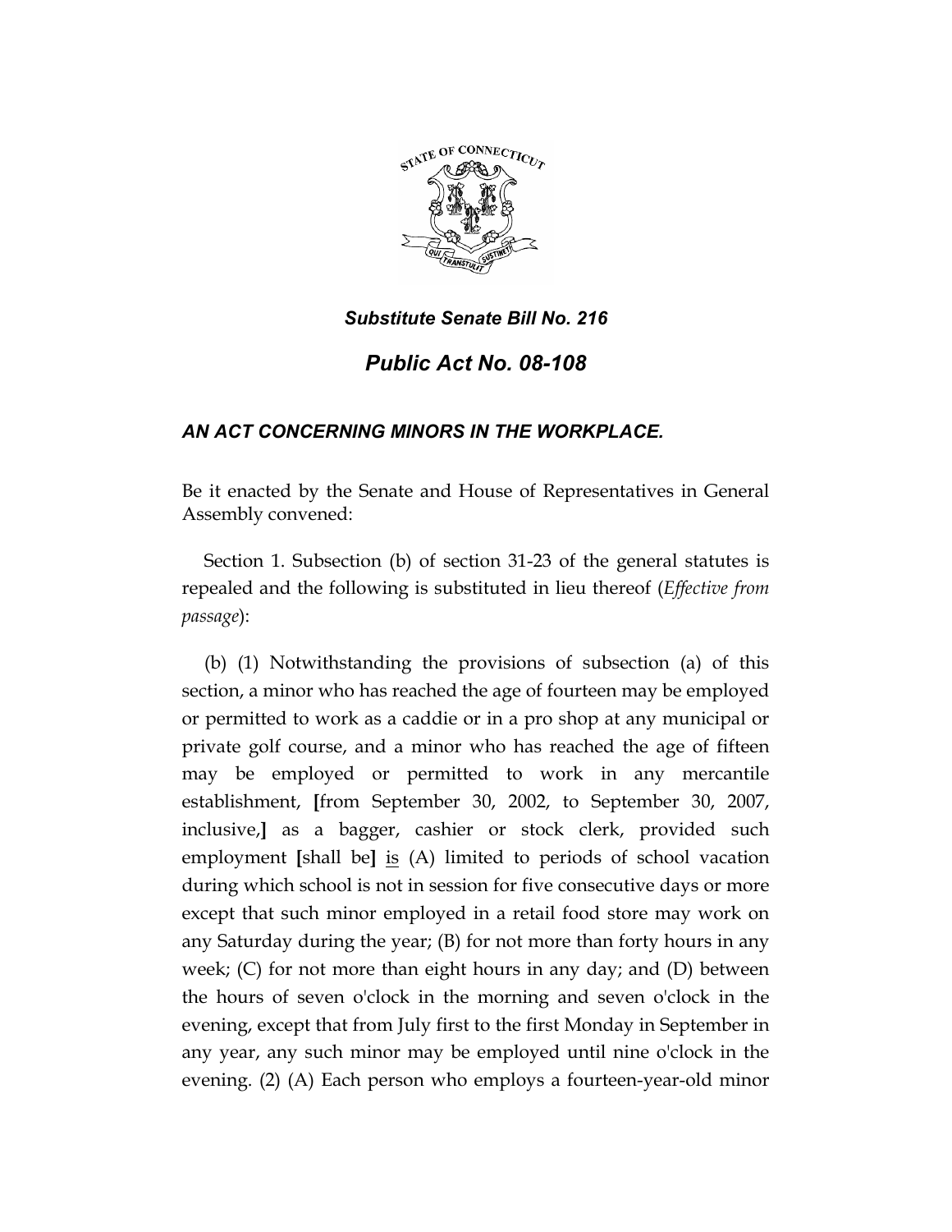*Substitute Senate Bill No. 216*

# *Public Act No. 08-108*

### *AN ACT CONCERNING MINORS IN THE WORKPLACE.*

Be it enacted by the Senate and House of Representatives in General Assembly convened:

Section 1. Subsection (b) of section 31-23 of the general statutes is repealed and the following is substituted in lieu thereof (*Effective from passage*):

(b) (1) Notwithstanding the provisions of subsection (a) of this section, a minor who has reached the age of fourteen may be employed or permitted to work as a caddie or in a pro shop at any municipal or private golf course, and a minor who has reached the age of fifteen may be employed or permitted to work in any mercantile establishment, **[**from September 30, 2002, to September 30, 2007, inclusive,**]** as a bagger, cashier or stock clerk, provided such employment **[**shall be**]** <u>is</u> (A) limited to periods of school vacation during which school is not in session for five consecutive days or more except that such minor employed in a retail food store may work on any Saturday during the year; (B) for not more than forty hours in any week; (C) for not more than eight hours in any day; and (D) between the hours of seven o'clock in the morning and seven o'clock in the evening, except that from July first to the first Monday in September in any year, any such minor may be employed until nine o'clock in the evening. (2) (A) Each person who employs a fourteen-year-old minor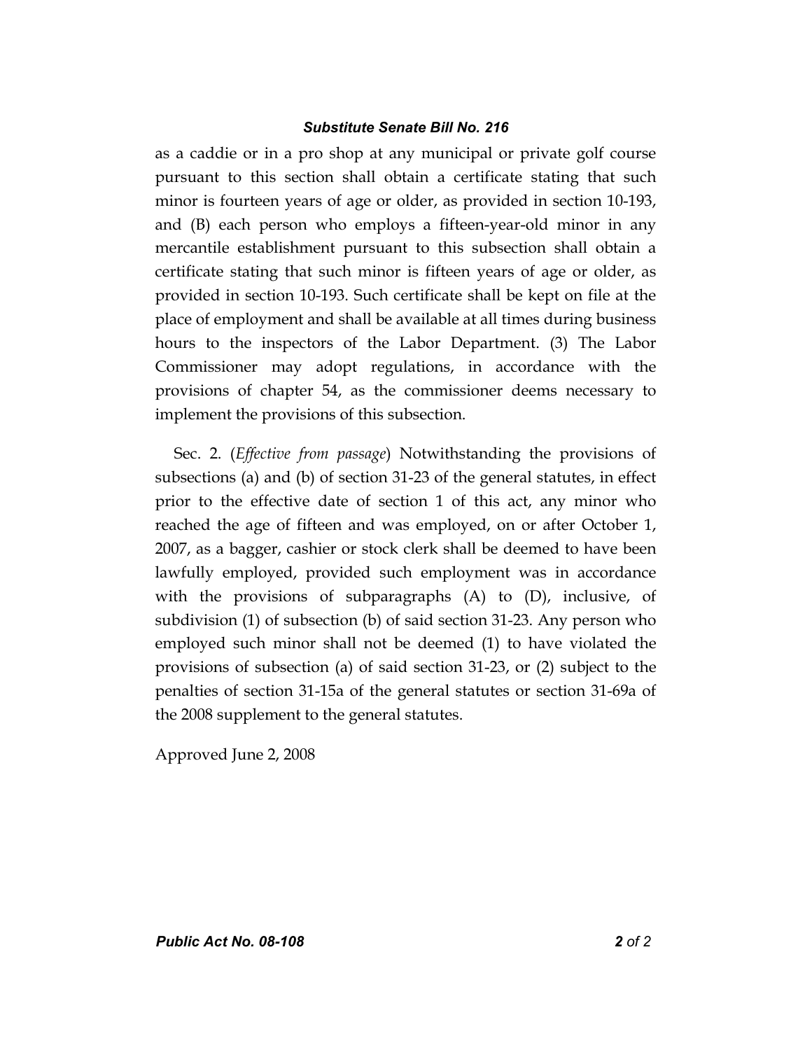as a caddie or in a pro shop at any municipal or private golf course pursuant to this section shall obtain a certificate stating that such minor is fourteen years of age or older, as provided in section 10-193, and (B) each person who employs a fifteen-year-old minor in any mercantile establishment pursuant to this subsection shall obtain a certificate stating that such minor is fifteen years of age or older, as provided in section 10-193. Such certificate shall be kept on file at the place of employment and shall be available at all times during business hours to the inspectors of the Labor Department. (3) The Labor Commissioner may adopt regulations, in accordance with the provisions of chapter 54, as the commissioner deems necessary to implement the provisions of this subsection.

Sec. 2. (*Effective from passage*) Notwithstanding the provisions of subsections (a) and (b) of section 31-23 of the general statutes, in effect prior to the effective date of section 1 of this act, any minor who reached the age of fifteen and was employed, on or after October 1, 2007, as a bagger, cashier or stock clerk shall be deemed to have been lawfully employed, provided such employment was in accordance with the provisions of subparagraphs (A) to (D), inclusive, of subdivision (1) of subsection (b) of said section 31-23. Any person who employed such minor shall not be deemed (1) to have violated the provisions of subsection (a) of said section 31-23, or (2) subject to the penalties of section 31-15a of the general statutes or section 31-69a of the 2008 supplement to the general statutes.

Approved June 2, 2008